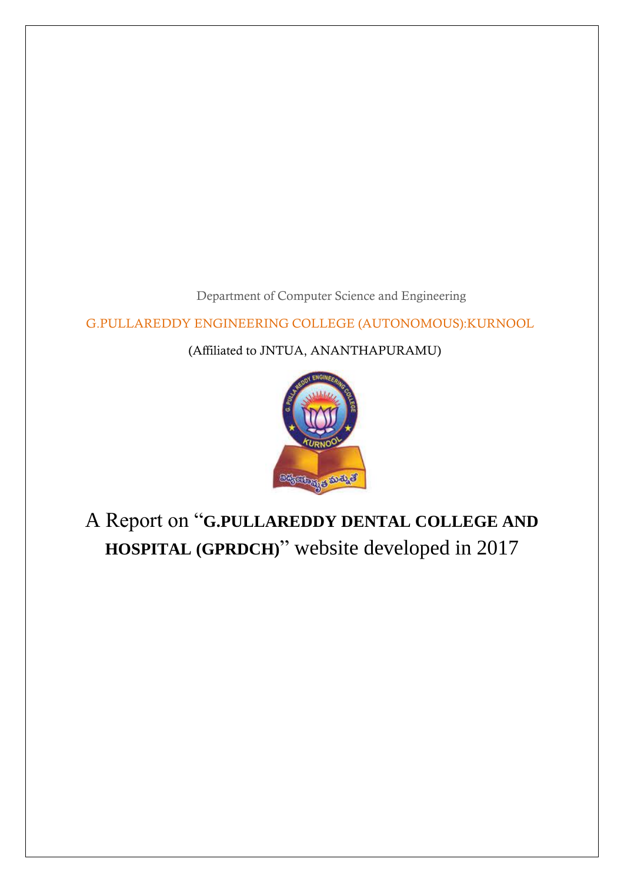Department of Computer Science and Engineering

G.PULLAREDDY ENGINEERING COLLEGE (AUTONOMOUS):KURNOOL

(Affiliated to JNTUA, ANANTHAPURAMU)

# A Report on "**G.PULLAREDDY DENTAL COLLEGE AND HOSPITAL (GPRDCH)**" website developed in 2017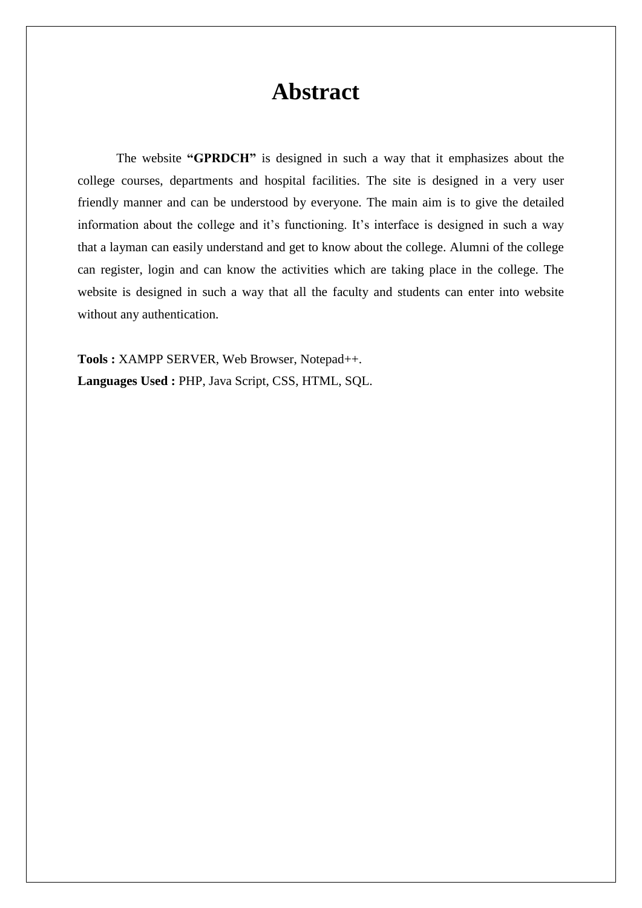# Abstract

The website **"GPRDCH"** is designed in such a way that it emphasizes about the college courses, departments and hospital facilities. The site is designed in a very user friendly manner and can be understood by everyone. The main aim is to give the detailed information about the college and it's functioning. It's interface is designed in such a way that a layman can easily understand and get to know about the college. Alumni of the college can register, login and can know the activities which are taking place in the college. The website is designed in such a way that all the faculty and students can enter into website without any authentication.

**Tools :** XAMPP SERVER, Web Browser, Notepad++.

**Languages Used :** PHP, Java Script, CSS, HTML, SQL.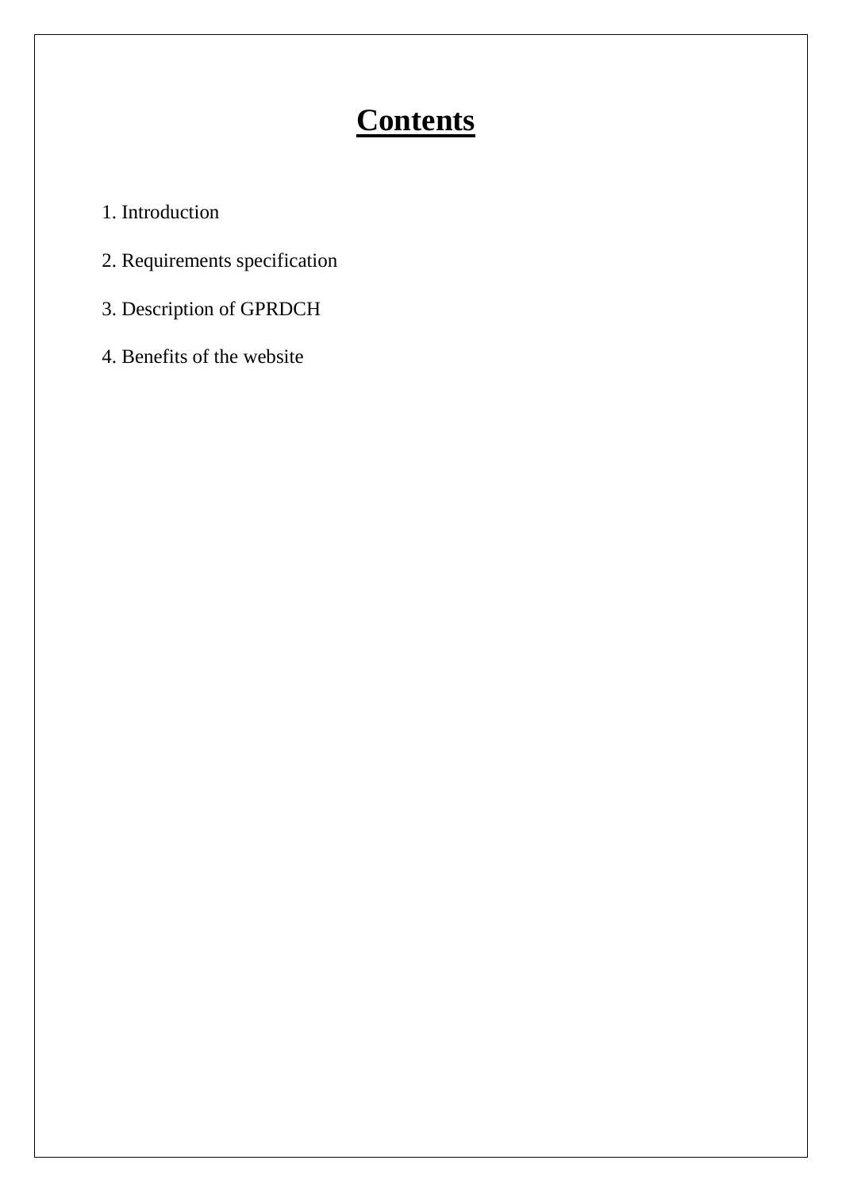# **Contents**

1. Introduction
2. Requirements specification
3. Description of GPRDCH
4. Benefits of the website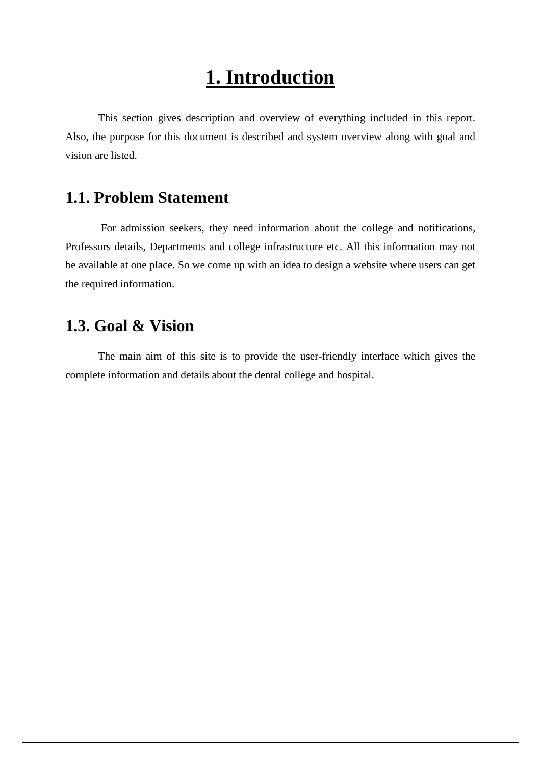# 1. Introduction

This section gives description and overview of everything included in this report. Also, the purpose for this document is described and system overview along with goal and vision are listed.

## 1.1. Problem Statement

For admission seekers, they need information about the college and notifications, Professors details, Departments and college infrastructure etc. All this information may not be available at one place. So we come up with an idea to design a website where users can get the required information.

## 1.3. Goal & Vision

The main aim of this site is to provide the user-friendly interface which gives the complete information and details about the dental college and hospital.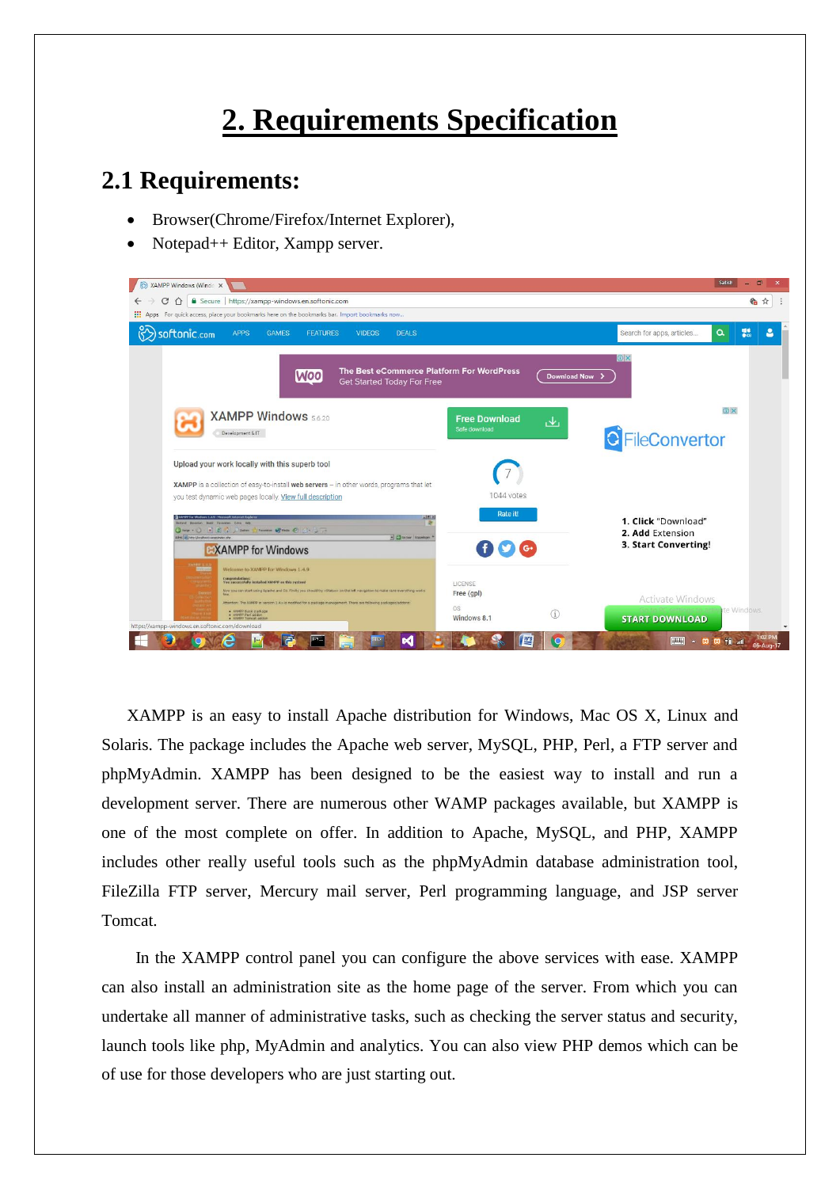# 2. Requirements Specification

## 2.1 Requirements:

- Browser(Chrome/Firefox/Internet Explorer),
- Notepad++ Editor, Xampp server.

XAMPP is an easy to install Apache distribution for Windows, Mac OS X, Linux and Solaris. The package includes the Apache web server, MySQL, PHP, Perl, a FTP server and phpMyAdmin. XAMPP has been designed to be the easiest way to install and run a development server. There are numerous other WAMP packages available, but XAMPP is one of the most complete on offer. In addition to Apache, MySQL, and PHP, XAMPP includes other really useful tools such as the phpMyAdmin database administration tool, FileZilla FTP server, Mercury mail server, Perl programming language, and JSP server Tomcat.

In the XAMPP control panel you can configure the above services with ease. XAMPP can also install an administration site as the home page of the server. From which you can undertake all manner of administrative tasks, such as checking the server status and security, launch tools like php, MyAdmin and analytics. You can also view PHP demos which can be of use for those developers who are just starting out.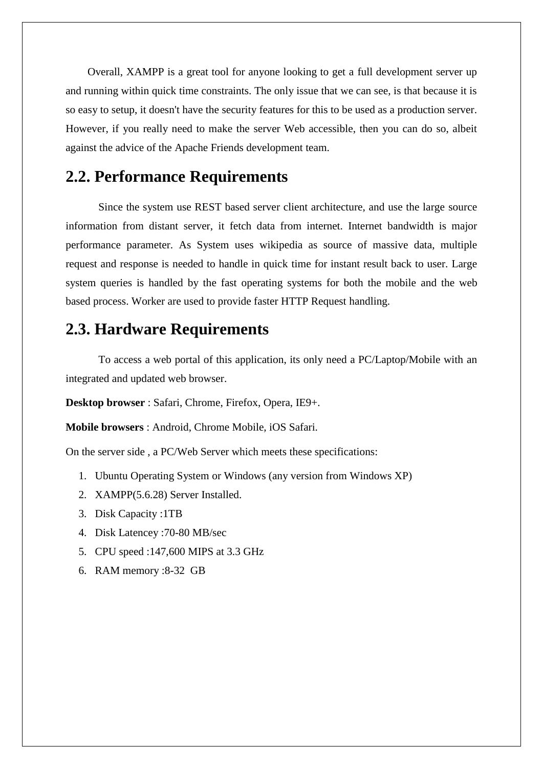Overall, XAMPP is a great tool for anyone looking to get a full development server up and running within quick time constraints. The only issue that we can see, is that because it is so easy to setup, it doesn't have the security features for this to be used as a production server. However, if you really need to make the server Web accessible, then you can do so, albeit against the advice of the Apache Friends development team.

## 2.2. Performance Requirements

Since the system use REST based server client architecture, and use the large source information from distant server, it fetch data from internet. Internet bandwidth is major performance parameter. As System uses wikipedia as source of massive data, multiple request and response is needed to handle in quick time for instant result back to user. Large system queries is handled by the fast operating systems for both the mobile and the web based process. Worker are used to provide faster HTTP Request handling.

## 2.3. Hardware Requirements

To access a web portal of this application, its only need a PC/Laptop/Mobile with an integrated and updated web browser.

**Desktop browser** : Safari, Chrome, Firefox, Opera, IE9+.

**Mobile browsers** : Android, Chrome Mobile, iOS Safari.

On the server side , a PC/Web Server which meets these specifications:

1. Ubuntu Operating System or Windows (any version from Windows XP)
2. XAMPP(5.6.28) Server Installed.
3. Disk Capacity :1TB
4. Disk Latencey :70-80 MB/sec
5. CPU speed :147,600 MIPS at 3.3 GHz
6. RAM memory :8-32 GB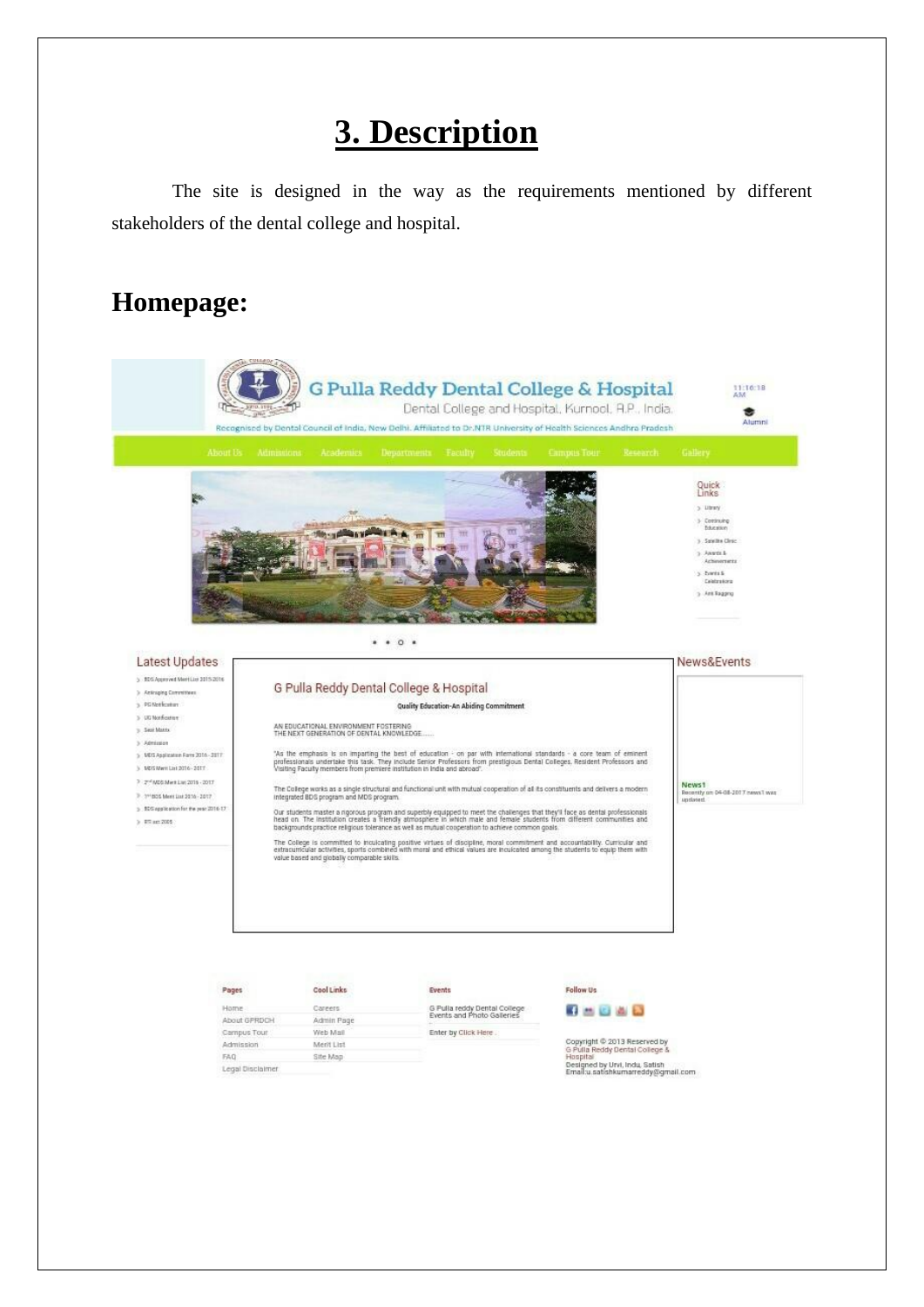# 3. Description

The site is designed in the way as the requirements mentioned by different stakeholders of the dental college and hospital.

## Homepage: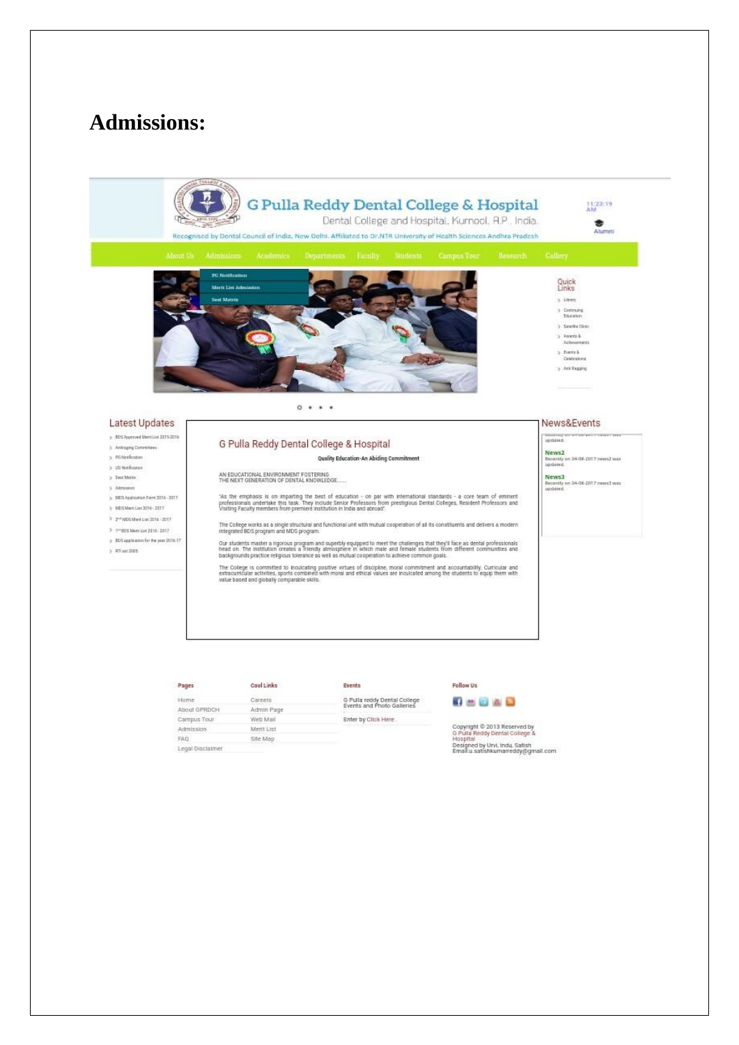# Admissions:

G Pulla Reddy Dental College & Hospital

Dental College and Hospital, Kurnool, A.P., India.

Recognised by Dental Council of India, New Delhi. Affiliated to Dr.NTR University of Health Sciences Andhra Pradesh

11:23:19 AM

Alumni

About Us | Admissions | Academics | Departments | Faculty | Students | Campus Tour | Research | Gallery

- PG Notification
- Merit List Admission
- Seat Matrix

Quick Links

- Library
- Continuing Education
- Satellite Clinic
- Awards & Achievements
- Events & Celebrations
- Anti Ragging

## Latest Updates

- BDS Approved Merit List 2015-2016
- Antiraging Committees
- PG Notification
- UG Notification
- Seat Matrix
- Admission
- MDS Application Form 2016 - 2017
- MDS Merit List 2016 - 2017
- 2nd MDS Merit List 2016 - 2017
- 1st BDS Merit List 2016 - 2017
- BDS application for the year 2016-17
- RTI act 2005

## G Pulla Reddy Dental College & Hospital

**Quality Education-An Abiding Commitment**

AN EDUCATIONAL ENVIRONMENT FOSTERING
THE NEXT GENERATION OF DENTAL KNOWLEDGE......

"As the emphasis is on imparting the best of education - on par with international standards - a core team of eminent professionals undertake this task. They include Senior Professors from prestigious Dental Colleges, Resident Professors and Visiting Faculty members from premiere institution in India and abroad".

The College works as a single structural and functional unit with mutual cooperation of all its constituents and delivers a modern integrated BDS program and MDS program.

Our students master a rigorous program and superbly equipped to meet the challenges that they'll face as dental professionals head on. The institution creates a friendly atmosphere in which male and female students from different communities and backgrounds practice religious tolerance as well as mutual cooperation to achieve common goals.

The College is committed to inculcating positive virtues of discipline, moral commitment and accountability. Curricular and extracurricular activities, sports combined with moral and ethical values are inculcated among the students to equip them with value based and globally comparable skills.

## News&Events

updated.

**News2**
Recently on 04-08-2017 news2 was updated.

**News3**
Recently on 04-08-2017 news3 was updated.

**Pages**

- Home
- About GPRDCH
- Campus Tour
- Admission
- FAQ
- Legal Disclaimer

**Cool Links**

- Careers
- Admin Page
- Web Mail
- Merit List
- Site Map

**Events**

G Pulla reddy Dental College Events and Photo Galleries

Enter by Click Here .

**Follow Us**

Copyright © 2013 Reserved by G Pulla Reddy Dental College & Hospital
Designed by Urvi, Indu, Satish
Email:u.satishkumarreddy@gmail.com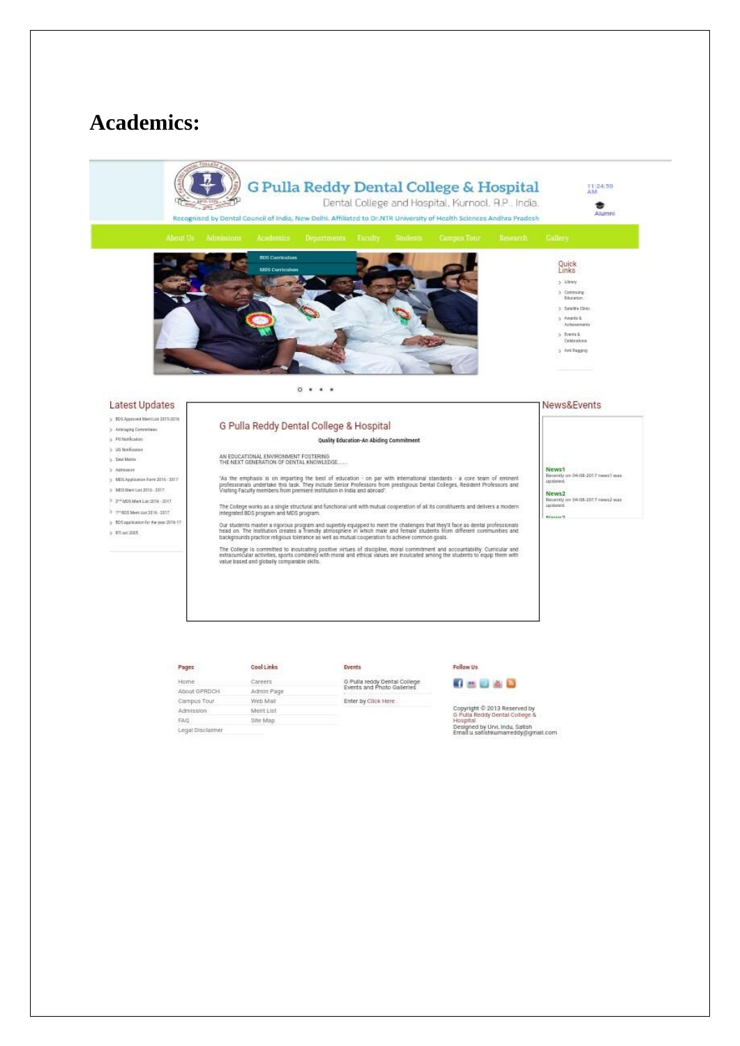# Academics:

G Pulla Reddy Dental College & Hospital

Dental College and Hospital, Kurnool, A.P., India.

Recognised by Dental Council of India, New Delhi. Affiliated to Dr.NTR University of Health Sciences Andhra Pradesh

11:24:50 AM

Alumni

About Us | Admissions | Academics | Departments | Faculty | Students | Campus Tour | Research | Gallery

- BDS Curriculum
- MDS Curriculum

**Quick Links**

- Library
- Continuing Education
- Satellite Clinic
- Awards & Achievements
- Events & Celebrations
- Anti Ragging

**Latest Updates**

- BDS Approved Merit List 2015-2016
- Antiragging Committees
- PG Notification
- UG Notification
- Seat Matrix
- Admission
- MDS Application Form 2016 - 2017
- MDS Merit List 2016 - 2017
- 2nd MDS Merit List 2016 - 2017
- 1st BDS Merit List 2016 - 2017
- BDS application for the year 2016-17
- RTI act 2005

## G Pulla Reddy Dental College & Hospital

**Quality Education-An Abiding Commitment**

AN EDUCATIONAL ENVIRONMENT FOSTERING
THE NEXT GENERATION OF DENTAL KNOWLEDGE......

"As the emphasis is on imparting the best of education - on par with international standards - a core team of eminent professionals undertake this task. They include Senior Professors from prestigious Dental Colleges, Resident Professors and Visiting Faculty members from premiere institution in India and abroad".

The College works as a single structural and functional unit with mutual cooperation of all its constituents and delivers a modern integrated BDS program and MDS program.

Our students master a rigorous program and superbly equipped to meet the challenges that they'll face as dental professionals head on. The institution creates a friendly atmosphere in which male and female students from different communities and backgrounds practice religious tolerance as well as mutual cooperation to achieve common goals.

The College is committed to inculcating positive virtues of discipline, moral commitment and accountability. Curricular and extracurricular activities, sports combined with moral and ethical values are inculcated among the students to equip them with value based and globally comparable skills.

**News&Events**

**News1**
Recently on 04-08-2017 news1 was updated.

**News2**
Recently on 04-08-2017 news2 was updated.

**Pages**

- Home
- About GPRDCH
- Campus Tour
- Admission
- FAQ
- Legal Disclaimer

**Cool Links**

- Careers
- Admin Page
- Web Mail
- Merit List
- Site Map

**Events**

G Pulla reddy Dental College Events and Photo Galleries

Enter by Click Here .

**Follow Us**

Copyright © 2013 Reserved by G Pulla Reddy Dental College & Hospital
Designed by Urvi, Indu, Satish
Email:u.satishkumarreddy@gmail.com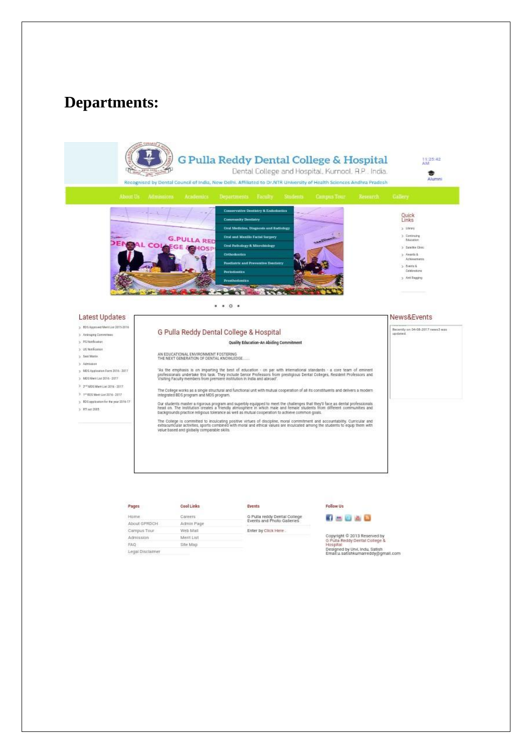## Departments:

G Pulla Reddy Dental College & Hospital

Dental College and Hospital, Kurnool, A.P., India.

Recognised by Dental Council of India, New Delhi. Affiliated to Dr.NTR University of Health Sciences Andhra Pradesh

11:25:42 AM

Alumni

About Us | Admissions | Academics | Departments | Faculty | Students | Campus Tour | Research | Gallery

- Conservative Dentistry & Endodontics
- Community Dentistry
- Oral Medicine, Diagnosis and Radiology
- Oral and Maxillo Facial Surgery
- Oral Pathology & Microbiology
- Orthodontics
- Paediatric and Preventive Dentistry
- Periodontics
- Prosthodontics

Quick Links

- Library
- Continuing Education
- Satellite Clinic
- Awards & Achievements
- Events & Celebrations
- Anti Ragging

Latest Updates

- BDS Approved Merit List 2015-2016
- Antiragging Committees
- PG Notification
- UG Notification
- Seat Matrix
- Admission
- MDS Application Form 2016 - 2017
- MDS Merit List 2016 - 2017
- 2nd MDS Merit List 2016 - 2017
- 1st BDS Merit List 2016 - 2017
- BDS application for the year 2016-17
- RTI act 2005

G Pulla Reddy Dental College & Hospital

Quality Education-An Abiding Commitment

AN EDUCATIONAL ENVIRONMENT FOSTERING
THE NEXT GENERATION OF DENTAL KNOWLEDGE......

"As the emphasis is on imparting the best of education - on par with international standards - a core team of eminent professionals undertake this task. They include Senior Professors from prestigious Dental Colleges, Resident Professors and Visiting Faculty members from premiere institution in India and abroad".

The College works as a single structural and functional unit with mutual cooperation of all its constituents and delivers a modern integrated BDS program and MDS program.

Our students master a rigorous program and superbly equipped to meet the challenges that they'll face as dental professionals head on. The institution creates a friendly atmosphere in which male and female students from different communities and backgrounds practice religious tolerance as well as mutual cooperation to achieve common goals.

The College is committed to inculcating positive virtues of discipline, moral commitment and accountability. Curricular and extracurricular activities, sports combined with moral and ethical values are inculcated among the students to equip them with value based and globally comparable skills.

News&Events

Recently on 04-08-2017 news3 was updated.

Pages

- Home
- About GPRDCH
- Campus Tour
- Admission
- FAQ
- Legal Disclaimer

Cool Links

- Careers
- Admin Page
- Web Mail
- Merit List
- Site Map

Events

G Pulla reddy Dental College Events and Photo Galleries

Enter by Click Here .

Follow Us

Copyright © 2013 Reserved by G Pulla Reddy Dental College & Hospital
Designed by Urvi, Indu, Satish
Email:u.satishkumarreddy@gmail.com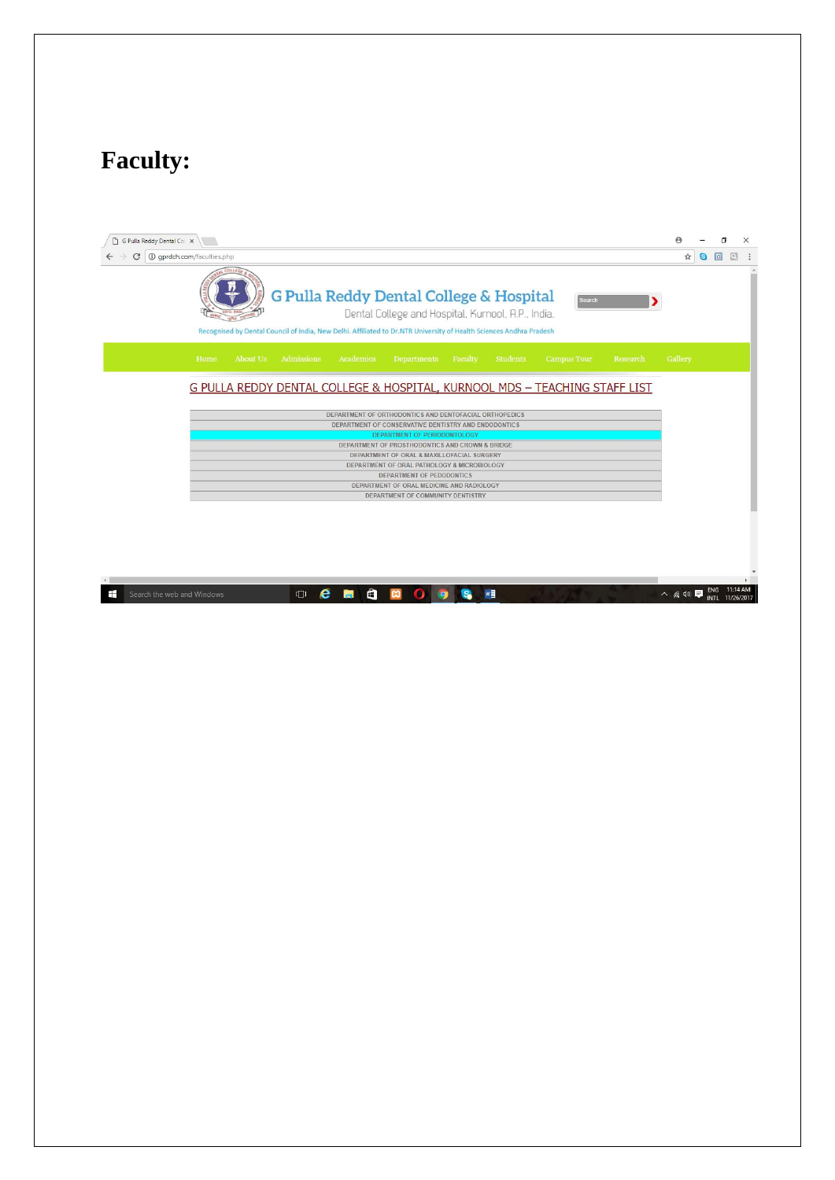# Faculty:

G Pulla Reddy Dental College & Hospital

Dental College and Hospital, Kurnool, A.P., India.

Recognised by Dental Council of India, New Delhi. Affiliated to Dr.NTR University of Health Sciences Andhra Pradesh

Home | About Us | Admissions | Academics | Departments | Faculty | Students | Campus Tour | Research | Gallery

G PULLA REDDY DENTAL COLLEGE & HOSPITAL, KURNOOL MDS – TEACHING STAFF LIST

- DEPARTMENT OF ORTHODONTICS AND DENTOFACIAL ORTHOPEDICS
- DEPARTMENT OF CONSERVATIVE DENTISTRY AND ENDODONTICS
- DEPARTMENT OF PERIODONTOLOGY
- DEPARTMENT OF PROSTHODONTICS AND CROWN & BRIDGE
- DEPARTMENT OF ORAL & MAXILLOFACIAL SURGERY
- DEPARTMENT OF ORAL PATHOLOGY & MICROBIOLOGY
- DEPARTMENT OF PEDODONTICS
- DEPARTMENT OF ORAL MEDICINE AND RADIOLOGY
- DEPARTMENT OF COMMUNITY DENTISTRY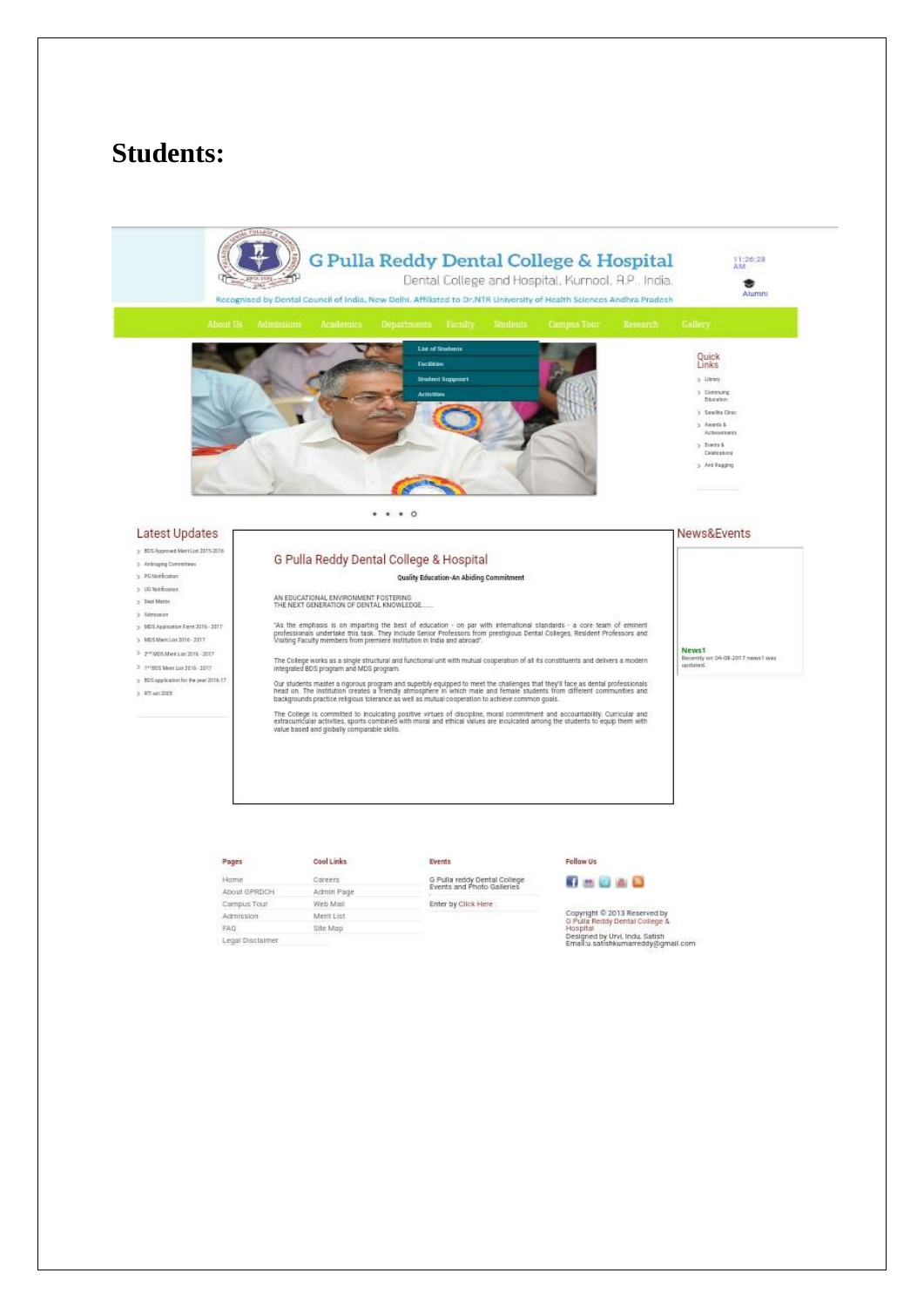# Students:

G Pulla Reddy Dental College & Hospital

Dental College and Hospital, Kurnool, A.P., India.

Recognised by Dental Council of India, New Delhi. Affiliated to Dr.NTR University of Health Sciences Andhra Pradesh

11:26:28 AM

Alumni

About Us | Admissions | Academics | Departments | Faculty | Students | Campus Tour | Research | Gallery

- List of Students
- Facilities
- Student Support
- Activities

Quick Links

- Library
- Continuing Education
- Satellite Clinic
- Awards & Achievements
- Events & Celebrations
- Anti Ragging

## Latest Updates

- BDS Approved Merit List 2015-2016
- Antiraging Committees
- PG Notification
- UG Notification
- Seat Matrix
- Admission
- MDS Application Form 2016 - 2017
- MDS Merit List 2016 - 2017
- 2nd MDS Merit List 2016 - 2017
- 1st BDS Merit List 2016 - 2017
- BDS application for the year 2016-17
- RTI act 2005

## G Pulla Reddy Dental College & Hospital

Quality Education-An Abiding Commitment

AN EDUCATIONAL ENVIRONMENT FOSTERING
THE NEXT GENERATION OF DENTAL KNOWLEDGE......

"As the emphasis is on imparting the best of education - on par with international standards - a core team of eminent professionals undertake this task. They include Senior Professors from prestigious Dental Colleges, Resident Professors and Visiting Faculty members from premiere institution in India and abroad".

The College works as a single structural and functional unit with mutual cooperation of all its constituents and delivers a modern integrated BDS program and MDS program.

Our students master a rigorous program and superbly equipped to meet the challenges that they'll face as dental professionals head on. The institution creates a friendly atmosphere in which male and female students from different communities and backgrounds practice religious tolerance as well as mutual cooperation to achieve common goals.

The College is committed to inculcating positive virtues of discipline, moral commitment and accountability. Curricular and extracurricular activities, sports combined with moral and ethical values are inculcated among the students to equip them with value based and globally comparable skills.

## News&Events

News1
Recently on 04-08-2017 news1 was updated.

**Pages**

- Home
- About GPRDCH
- Campus Tour
- Admission
- FAQ
- Legal Disclaimer

**Cool Links**

- Careers
- Admin Page
- Web Mail
- Merit List
- Site Map

**Events**

G Pulla reddy Dental College Events and Photo Galleries

Enter by Click Here .

**Follow Us**

Copyright © 2013 Reserved by
G Pulla Reddy Dental College & Hospital
Designed by Urvi, Indu, Satish
Email:u.satishkumarreddy@gmail.com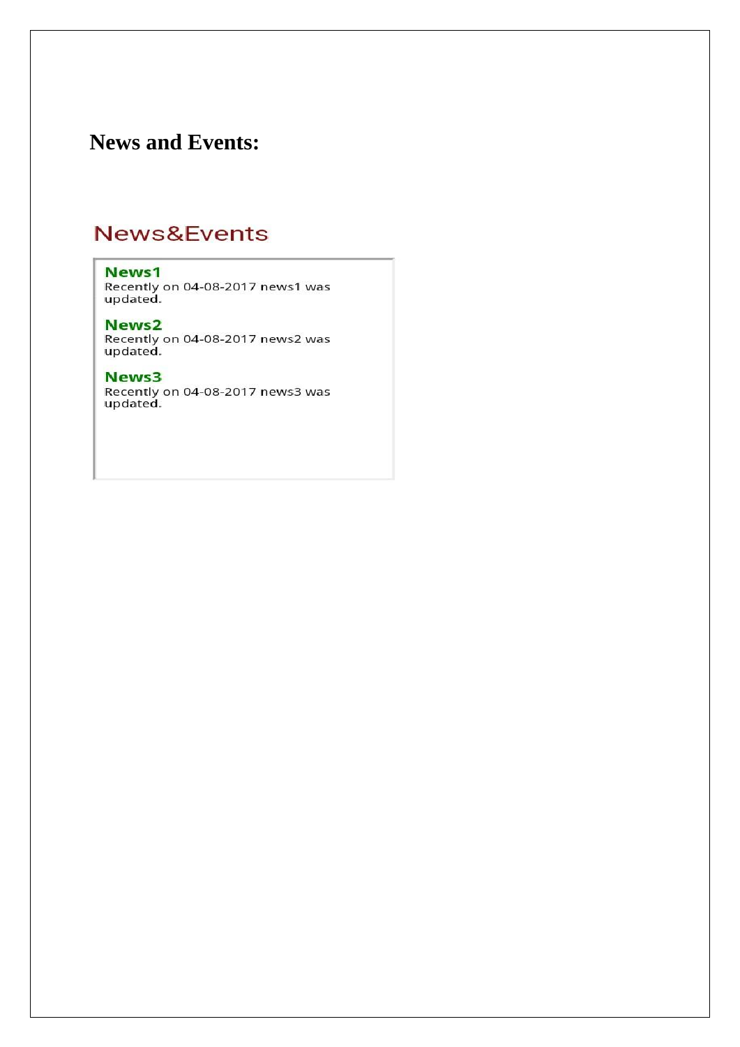## News and Events:

### News&Events

**News1**
Recently on 04-08-2017 news1 was updated.

**News2**
Recently on 04-08-2017 news2 was updated.

**News3**
Recently on 04-08-2017 news3 was updated.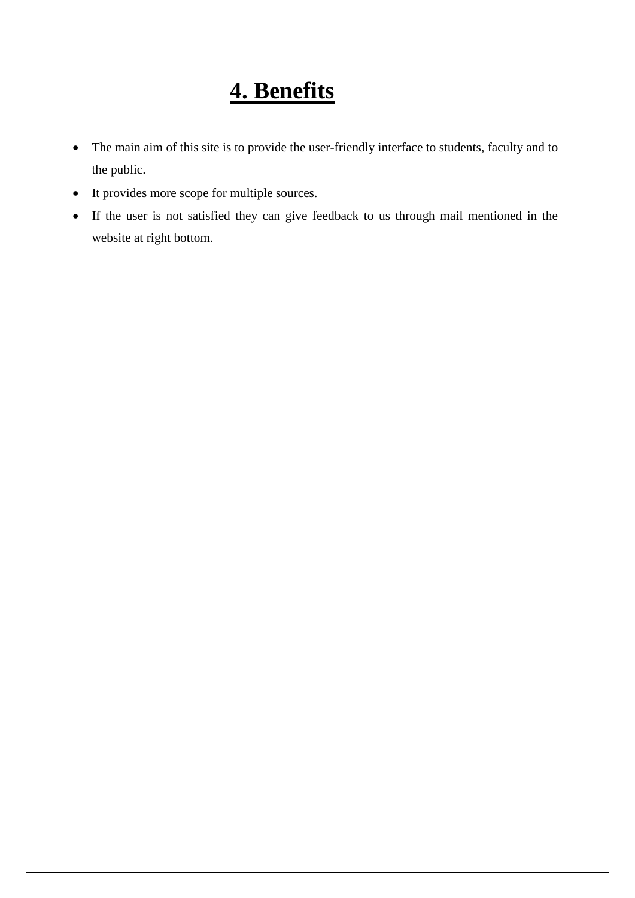# 4. Benefits

- The main aim of this site is to provide the user-friendly interface to students, faculty and to the public.
- It provides more scope for multiple sources.
- If the user is not satisfied they can give feedback to us through mail mentioned in the website at right bottom.